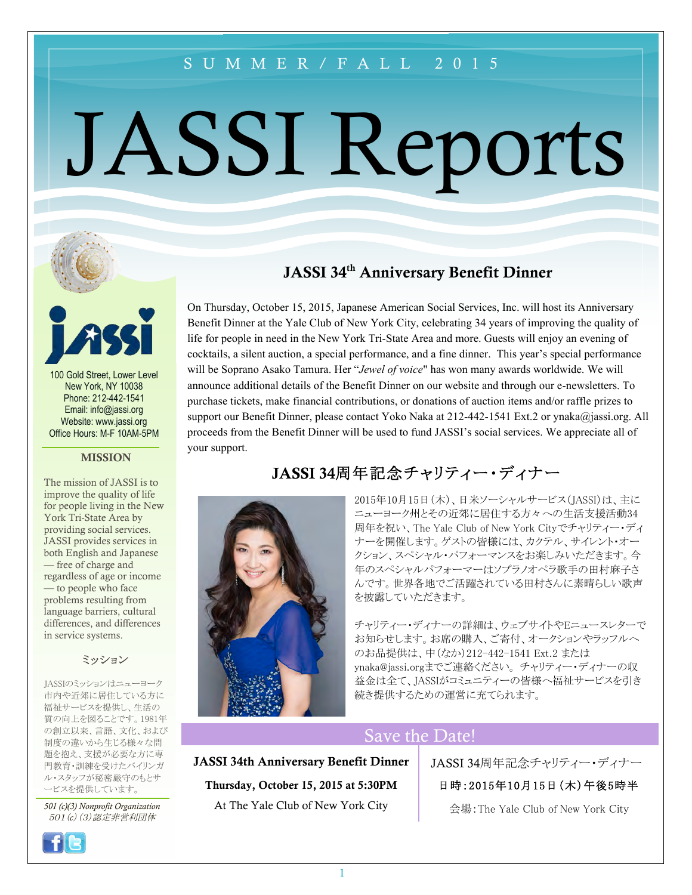SUMMER/FALL 2015

# JASSI Reports

100 Gold Street, Lower Level
New York, NY 10038
Phone: 212-442-1541
Email: info@jassi.org
Website: www.jassi.org
Office Hours: M-F 10AM-5PM

### MISSION

The mission of JASSI is to improve the quality of life for people living in the New York Tri-State Area by providing social services. JASSI provides services in both English and Japanese — free of charge and regardless of age or income — to people who face problems resulting from language barriers, cultural differences, and differences in service systems.

### ミッション

JASSIのミッションはニューヨーク市内や近郊に居住している方に福祉サービスを提供し、生活の質の向上を図ることです。1981年の創立以来、言語、文化、および制度の違いから生じる様々な問題を抱え、支援が必要な方に専門教育・訓練を受けたバイリンガル・スタッフが秘密厳守のもとサービスを提供しています。

*501 (c)(3) Nonprofit Organization*
*501(c)(3)認定非営利団体*

## JASSI 34th Anniversary Benefit Dinner

On Thursday, October 15, 2015, Japanese American Social Services, Inc. will host its Anniversary Benefit Dinner at the Yale Club of New York City, celebrating 34 years of improving the quality of life for people in need in the New York Tri-State Area and more. Guests will enjoy an evening of cocktails, a silent auction, a special performance, and a fine dinner. This year's special performance will be Soprano Asako Tamura. Her "*Jewel of voice*" has won many awards worldwide. We will announce additional details of the Benefit Dinner on our website and through our e-newsletters. To purchase tickets, make financial contributions, or donations of auction items and/or raffle prizes to support our Benefit Dinner, please contact Yoko Naka at 212-442-1541 Ext.2 or ynaka@jassi.org. All proceeds from the Benefit Dinner will be used to fund JASSI's social services. We appreciate all of your support.

## JASSI 34周年記念チャリティー・ディナー

2015年10月15日（木）、日米ソーシャルサービス（JASSI）は、主にニューヨーク州とその近郊に居住する方々への生活支援活動34周年を祝い、The Yale Club of New York Cityでチャリティー・ディナーを開催します。ゲストの皆様には、カクテル、サイレント・オークション、スペシャル・パフォーマンスをお楽しみいただきます。今年のスペシャルパフォーマーはソプラノオペラ歌手の田村麻子さんです。世界各地でご活躍されている田村さんに素晴らしい歌声を披露していただきます。

チャリティー・ディナーの詳細は、ウェブサイトやEニュースレターでお知らせします。お席の購入、ご寄付、オークションやラッフルへのお品提供は、中（なか）212-442-1541 Ext.2 または ynaka@jassi.orgまでご連絡ください。チャリティー・ディナーの収益金は全て、JASSIがコミュニティーの皆様へ福祉サービスを引き続き提供するための運営に充てられます。

## Save the Date!

**JASSI 34th Anniversary Benefit Dinner**
**Thursday, October 15, 2015 at 5:30PM**
At The Yale Club of New York City

JASSI 34周年記念チャリティー・ディナー
日時：2015年10月15日（木）午後5時半
会場：The Yale Club of New York City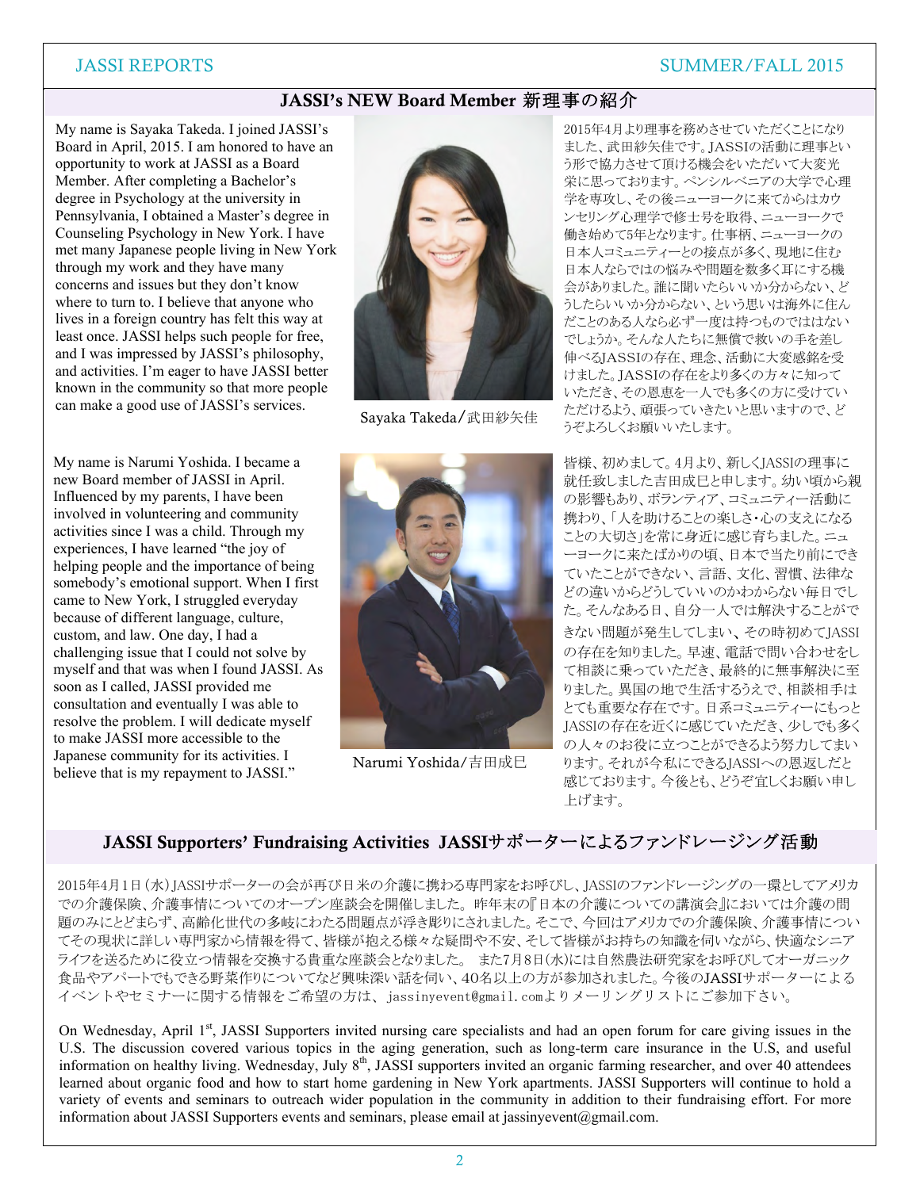## JASSI's NEW Board Member 新理事の紹介

My name is Sayaka Takeda. I joined JASSI's Board in April, 2015. I am honored to have an opportunity to work at JASSI as a Board Member. After completing a Bachelor's degree in Psychology at the university in Pennsylvania, I obtained a Master's degree in Counseling Psychology in New York. I have met many Japanese people living in New York through my work and they have many concerns and issues but they don't know where to turn to. I believe that anyone who lives in a foreign country has felt this way at least once. JASSI helps such people for free, and I was impressed by JASSI's philosophy, and activities. I'm eager to have JASSI better known in the community so that more people can make a good use of JASSI's services.

Sayaka Takeda/武田紗矢佳

2015年4月より理事を務めさせていただくことになりました、武田紗矢佳です。JASSIの活動に理事という形で協力させて頂ける機会をいただいて大変光栄に思っております。ペンシルベニアの大学で心理学を専攻し、その後ニューヨークに来てからはカウンセリング心理学で修士号を取得、ニューヨークで働き始めて5年となります。仕事柄、ニューヨークの日本人コミュニティーとの接点が多く、現地に住む日本人ならではの悩みや問題を数多く耳にする機会がありました。誰に聞いたらいいか分からない、どうしたらいいか分からない、という思いは海外に住んだことのある人なら必ず一度は持つものではないでしょうか。そんな人たちに無償で救いの手を差し伸べるJASSIの存在、理念、活動に大変感銘を受けました。JASSIの存在をより多くの方々に知っていただき、その恩恵を一人でも多くの方に受けていただけるよう、頑張っていきたいと思いますので、どうぞよろしくお願いいたします。

My name is Narumi Yoshida. I became a new Board member of JASSI in April. Influenced by my parents, I have been involved in volunteering and community activities since I was a child. Through my experiences, I have learned "the joy of helping people and the importance of being somebody's emotional support. When I first came to New York, I struggled everyday because of different language, culture, custom, and law. One day, I had a challenging issue that I could not solve by myself and that was when I found JASSI. As soon as I called, JASSI provided me consultation and eventually I was able to resolve the problem. I will dedicate myself to make JASSI more accessible to the Japanese community for its activities. I believe that is my repayment to JASSI."

Narumi Yoshida/吉田成巳

皆様、初めまして。4月より、新しくJASSIの理事に就任致しました吉田成巳と申します。幼い頃から親の影響もあり、ボランティア、コミュニティー活動に携わり、「人を助けることの楽しさ・心の支えになることの大切さ」を常に身近に感じ育ちました。ニューヨークに来たばかりの頃、日本で当たり前にできていたことができない、言語、文化、習慣、法律などの違いからどうしていいのかわからない毎日でした。そんなある日、自分一人では解決することができない問題が発生してしまい、その時初めてJASSIの存在を知りました。早速、電話で問い合わせをして相談に乗っていただき、最終的に無事解決に至りました。異国の地で生活するうえで、相談相手はとても重要な存在です。日系コミュニティーにもっとJASSIの存在を近くに感じていただき、少しでも多くの人々のお役に立つことができるよう努力してまいります。それが今私にできるJASSIへの恩返しだと感じております。今後とも、どうぞ宜しくお願い申し上げます。

## JASSI Supporters' Fundraising Activities JASSIサポーターによるファンドレージング活動

2015年4月1日(水)JASSIサポーターの会が再び日米の介護に携わる専門家をお呼びし、JASSIのファンドレージングの一環としてアメリカでの介護保険、介護事情についてのオープン座談会を開催しました。昨年末の『日本の介護についての講演会』においては介護の問題のみにとどまらず、高齢化世代の多岐にわたる問題点が浮き彫りにされました。そこで、今回はアメリカでの介護保険、介護事情についてその現状に詳しい専門家から情報を得て、皆様が抱える様々な疑問や不安、そして皆様がお持ちの知識を伺いながら、快適なシニアライフを送るために役立つ情報を交換する貴重な座談会となりました。 また7月8日(水)には自然農法研究家をお呼びしてオーガニック食品やアパートでもできる野菜作りについてなど興味深い話を伺い、40名以上の方が参加されました。今後のJASSIサポーターによるイベントやセミナーに関する情報をご希望の方は、jassinyevent@gmail.comよりメーリングリストにご参加下さい。

On Wednesday, April 1st, JASSI Supporters invited nursing care specialists and had an open forum for care giving issues in the U.S. The discussion covered various topics in the aging generation, such as long-term care insurance in the U.S, and useful information on healthy living. Wednesday, July 8th, JASSI supporters invited an organic farming researcher, and over 40 attendees learned about organic food and how to start home gardening in New York apartments. JASSI Supporters will continue to hold a variety of events and seminars to outreach wider population in the community in addition to their fundraising effort. For more information about JASSI Supporters events and seminars, please email at jassinyevent@gmail.com.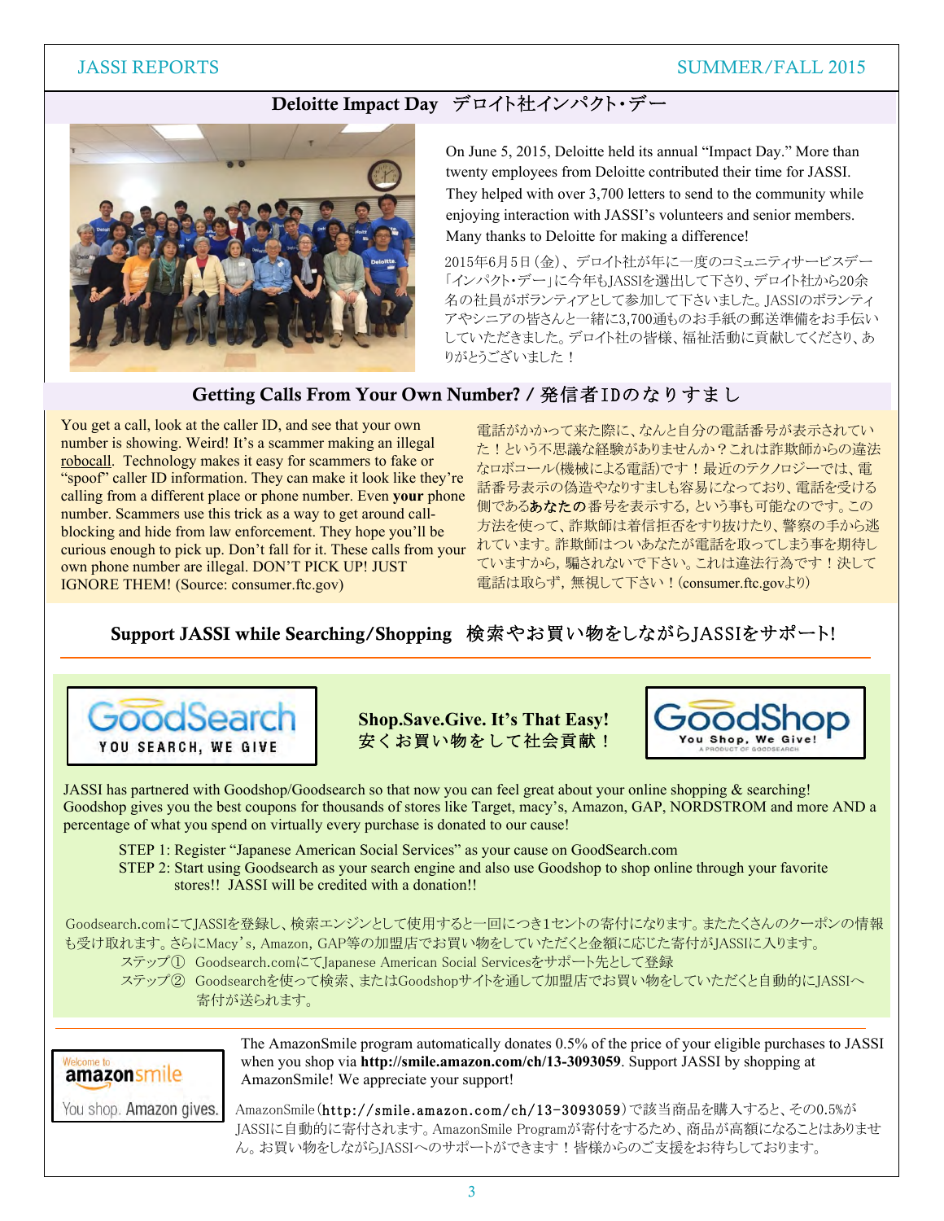## Deloitte Impact Day デロイト社インパクト・デー

On June 5, 2015, Deloitte held its annual "Impact Day." More than twenty employees from Deloitte contributed their time for JASSI. They helped with over 3,700 letters to send to the community while enjoying interaction with JASSI's volunteers and senior members. Many thanks to Deloitte for making a difference!

2015年6月5日（金）、デロイト社が年に一度のコミュニティサービスデー「インパクト・デー」に今年もJASSIを選出して下さり、デロイト社から20余名の社員がボランティアとして参加して下さいました。JASSIのボランティアやシニアの皆さんと一緒に3,700通ものお手紙の郵送準備をお手伝いしていただきました。デロイト社の皆様、福祉活動に貢献してくださり、ありがとうございました！

## Getting Calls From Your Own Number? / 発信者IDのなりすまし

You get a call, look at the caller ID, and see that your own number is showing. Weird! It's a scammer making an illegal robocall. Technology makes it easy for scammers to fake or "spoof" caller ID information. They can make it look like they're calling from a different place or phone number. Even **your** phone number. Scammers use this trick as a way to get around call-blocking and hide from law enforcement. They hope you'll be curious enough to pick up. Don't fall for it. These calls from your own phone number are illegal. DON'T PICK UP! JUST IGNORE THEM! (Source: consumer.ftc.gov)

電話がかかって来た際に、なんと自分の電話番号が表示されていた！という不思議な経験がありませんか？これは詐欺師からの違法なロボコール(機械による電話)です！最近のテクノロジーでは、電話番号表示の偽造やなりすましも容易になっており、電話を受ける側である**あなたの**番号を表示する，という事も可能なのです。この方法を使って、詐欺師は着信拒否をすり抜けたり、警察の手から逃れています。詐欺師はついあなたが電話を取ってしまう事を期待していますから，騙されないで下さい。これは違法行為です！決して電話は取らず，無視して下さい！(consumer.ftc.govより)

## Support JASSI while Searching/Shopping 検索やお買い物をしながらJASSIをサポート!

GoodSearch — YOU SEARCH, WE GIVE

**Shop.Save.Give. It's That Easy!**
**安くお買い物をして社会貢献！**

GoodShop — You Shop, We Give! A PRODUCT OF GOODSEARCH

JASSI has partnered with Goodshop/Goodsearch so that now you can feel great about your online shopping & searching! Goodshop gives you the best coupons for thousands of stores like Target, macy's, Amazon, GAP, NORDSTROM and more AND a percentage of what you spend on virtually every purchase is donated to our cause!

STEP 1: Register "Japanese American Social Services" as your cause on GoodSearch.com
STEP 2: Start using Goodsearch as your search engine and also use Goodshop to shop online through your favorite stores!! JASSI will be credited with a donation!!

Goodsearch.comにてJASSIを登録し、検索エンジンとして使用すると一回につき1セントの寄付になります。またたくさんのクーポンの情報も受け取れます。さらにMacy's, Amazon, GAP等の加盟店でお買い物をしていただくと金額に応じた寄付がJASSIに入ります。

ステップ① Goodsearch.comにてJapanese American Social Servicesをサポート先として登録
ステップ② Goodsearchを使って検索、またはGoodshopサイトを通して加盟店でお買い物をしていただくと自動的にJASSIへ寄付が送られます。

Welcome to amazonsmile — You shop. Amazon gives.

The AmazonSmile program automatically donates 0.5% of the price of your eligible purchases to JASSI when you shop via **http://smile.amazon.com/ch/13-3093059**. Support JASSI by shopping at AmazonSmile! We appreciate your support!

AmazonSmile（http://smile.amazon.com/ch/13-3093059）で該当商品を購入すると、その0.5%がJASSIに自動的に寄付されます。AmazonSmile Programが寄付をするため、商品が高額になることはありません。お買い物をしながらJASSIへのサポートができます！皆様からのご支援をお待ちしております。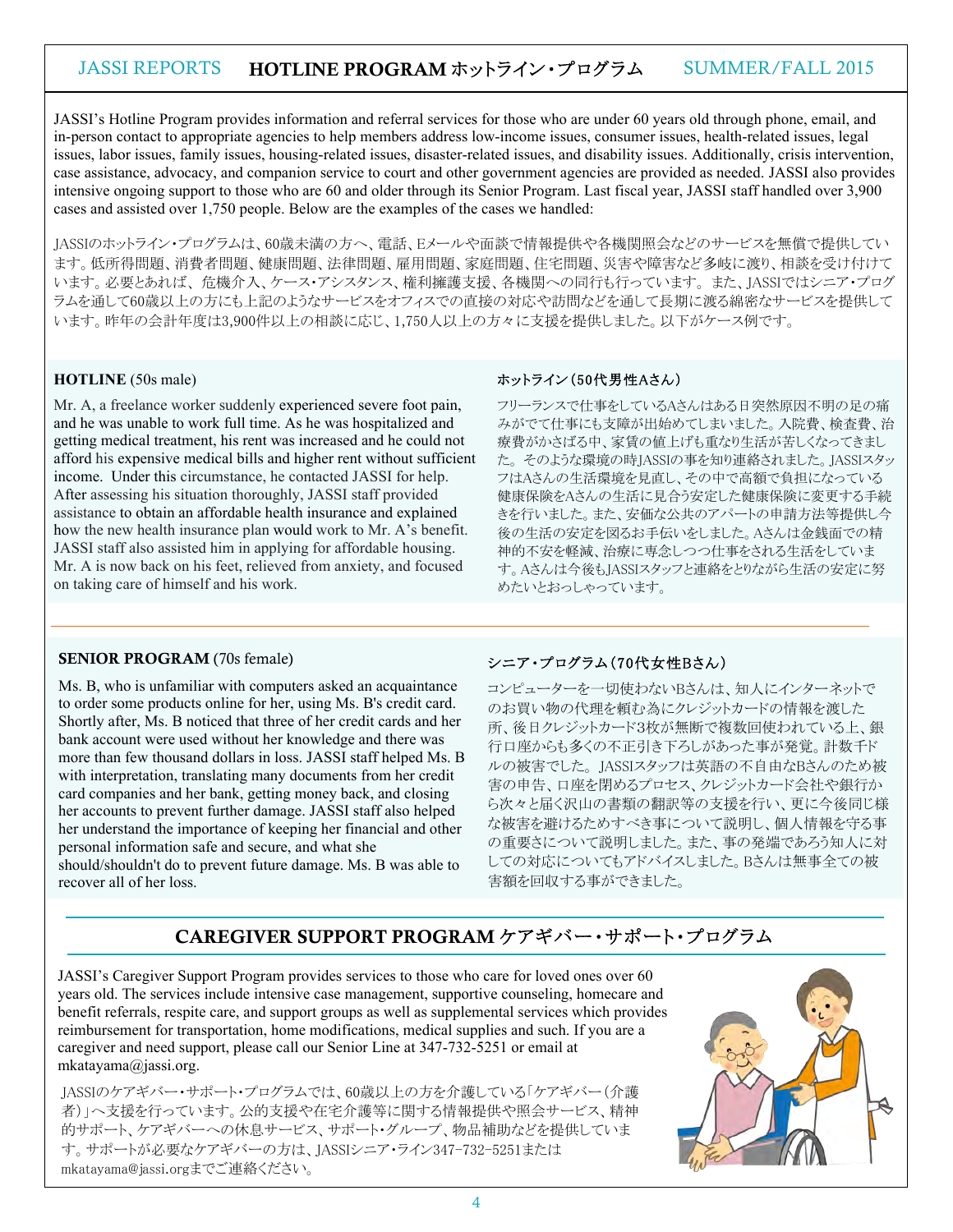# HOTLINE PROGRAM ホットライン・プログラム

JASSI's Hotline Program provides information and referral services for those who are under 60 years old through phone, email, and in-person contact to appropriate agencies to help members address low-income issues, consumer issues, health-related issues, legal issues, labor issues, family issues, housing-related issues, disaster-related issues, and disability issues. Additionally, crisis intervention, case assistance, advocacy, and companion service to court and other government agencies are provided as needed. JASSI also provides intensive ongoing support to those who are 60 and older through its Senior Program. Last fiscal year, JASSI staff handled over 3,900 cases and assisted over 1,750 people. Below are the examples of the cases we handled:

JASSIのホットライン・プログラムは、60歳未満の方へ、電話、Eメールや面談で情報提供や各機関照会などのサービスを無償で提供しています。低所得問題、消費者問題、健康問題、法律問題、雇用問題、家庭問題、住宅問題、災害や障害など多岐に渡り、相談を受け付けています。必要とあれば、危機介入、ケース・アシスタンス、権利擁護支援、各機関への同行も行っています。 また、JASSIではシニア・プログラムを通して60歳以上の方にも上記のようなサービスをオフィスでの直接の対応や訪問などを通して長期に渡る綿密なサービスを提供しています。昨年の会計年度は3,900件以上の相談に応じ、1,750人以上の方々に支援を提供しました。以下がケース例です。

**HOTLINE** (50s male)

Mr. A, a freelance worker suddenly experienced severe foot pain, and he was unable to work full time. As he was hospitalized and getting medical treatment, his rent was increased and he could not afford his expensive medical bills and higher rent without sufficient income. Under this circumstance, he contacted JASSI for help. After assessing his situation thoroughly, JASSI staff provided assistance to obtain an affordable health insurance and explained how the new health insurance plan would work to Mr. A's benefit. JASSI staff also assisted him in applying for affordable housing. Mr. A is now back on his feet, relieved from anxiety, and focused on taking care of himself and his work.

**ホットライン（50代男性Aさん）**

フリーランスで仕事をしているAさんはある日突然原因不明の足の痛みがでて仕事にも支障が出始めてしまいました。入院費、検査費、治療費がかさばる中、家賃の値上げも重なり生活が苦しくなってきました。そのような環境の時JASSIの事を知り連絡されました。JASSIスタッフはAさんの生活環境を見直し、その中で高額で負担になっている健康保険をAさんの生活に見合う安定した健康保険に変更する手続きを行いました。また、安価な公共のアパートの申請方法等提供し今後の生活の安定を図るお手伝いをしました。Aさんは金銭面での精神的不安を軽減、治療に専念しつつ仕事をされる生活をしています。Aさんは今後もJASSIスタッフと連絡をとりながら生活の安定に努めたいとおっしゃっています。

---

**SENIOR PROGRAM** (70s female)

Ms. B, who is unfamiliar with computers asked an acquaintance to order some products online for her, using Ms. B's credit card. Shortly after, Ms. B noticed that three of her credit cards and her bank account were used without her knowledge and there was more than few thousand dollars in loss. JASSI staff helped Ms. B with interpretation, translating many documents from her credit card companies and her bank, getting money back, and closing her accounts to prevent further damage. JASSI staff also helped her understand the importance of keeping her financial and other personal information safe and secure, and what she should/shouldn't do to prevent future damage. Ms. B was able to recover all of her loss.

**シニア・プログラム（70代女性Bさん）**

コンピューターを一切使わないBさんは、知人にインターネットでのお買い物の代理を頼む為にクレジットカードの情報を渡した所、後日クレジットカード3枚が無断で複数回使われている上、銀行口座からも多くの不正引き下ろしがあった事が発覚。計数千ドルの被害でした。JASSIスタッフは英語の不自由なBさんのため被害の申告、口座を閉めるプロセス、クレジットカード会社や銀行から次々と届く沢山の書類の翻訳等の支援を行い、更に今後同じ様な被害を避けるためすべき事について説明し、個人情報を守る事の重要さについて説明しました。また、事の発端であろう知人に対しての対応についてもアドバイスしました。Bさんは無事全ての被害額を回収する事ができました。

## CAREGIVER SUPPORT PROGRAM ケアギバー・サポート・プログラム

JASSI's Caregiver Support Program provides services to those who care for loved ones over 60 years old. The services include intensive case management, supportive counseling, homecare and benefit referrals, respite care, and support groups as well as supplemental services which provides reimbursement for transportation, home modifications, medical supplies and such. If you are a caregiver and need support, please call our Senior Line at 347-732-5251 or email at mkatayama@jassi.org.

JASSIのケアギバー・サポート・プログラムでは、60歳以上の方を介護している「ケアギバー（介護者）」へ支援を行っています。公的サポートや在宅介護等に関する情報提供や照会サービス、精神的サポート、ケアギバーへの休息サービス、サポート・グループ、物品補助などを提供しています。サポートが必要なケアギバーの方は、JASSIシニア・ライン347-732-5251またはmkatayama@jassi.orgまでご連絡ください。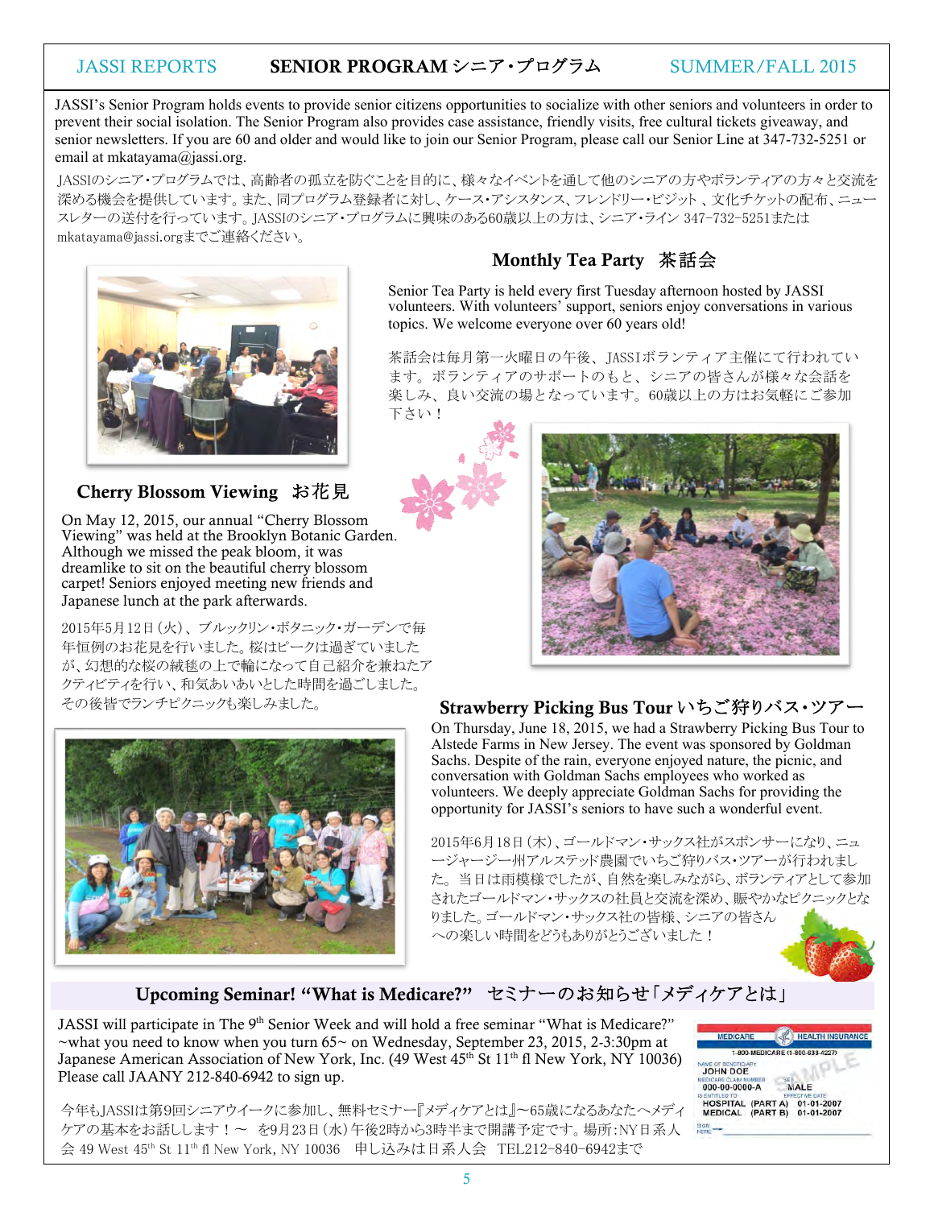# SENIOR PROGRAM シニア・プログラム

JASSI's Senior Program holds events to provide senior citizens opportunities to socialize with other seniors and volunteers in order to prevent their social isolation. The Senior Program also provides case assistance, friendly visits, free cultural tickets giveaway, and senior newsletters. If you are 60 and older and would like to join our Senior Program, please call our Senior Line at 347-732-5251 or email at mkatayama@jassi.org.

JASSIのシニア・プログラムでは、高齢者の孤立を防ぐことを目的に、様々なイベントを通して他のシニアの方やボランティアの方々と交流を深める機会を提供しています。また、同プログラム登録者に対し、ケース・アシスタンス、フレンドリー・ビジット 、文化チケットの配布、ニュースレターの送付を行っています。JASSIのシニア・プログラムに興味のある60歳以上の方は、シニア・ライン 347-732-5251または mkatayama@jassi.orgまでご連絡ください。

## Monthly Tea Party 茶話会

Senior Tea Party is held every first Tuesday afternoon hosted by JASSI volunteers. With volunteers' support, seniors enjoy conversations in various topics. We welcome everyone over 60 years old!

茶話会は毎月第一火曜日の午後、JASSIボランティア主催にて行われています。ボランティアのサポートのもと、シニアの皆さんが様々な会話を楽しみ、良い交流の場となっています。60歳以上の方はお気軽にご参加下さい！

## Cherry Blossom Viewing お花見

On May 12, 2015, our annual "Cherry Blossom Viewing" was held at the Brooklyn Botanic Garden. Although we missed the peak bloom, it was dreamlike to sit on the beautiful cherry blossom carpet! Seniors enjoyed meeting new friends and Japanese lunch at the park afterwards.

2015年5月12日（火）、ブルックリン・ボタニック・ガーデンで毎年恒例のお花見を行いました。桜はピークは過ぎていましたが、幻想的な桜の絨毯の上で輪になって自己紹介を兼ねたアクティビティを行い、和気あいあいとした時間を過ごしました。その後皆でランチピクニックも楽しみました。

## Strawberry Picking Bus Tour いちご狩りバス・ツアー

On Thursday, June 18, 2015, we had a Strawberry Picking Bus Tour to Alstede Farms in New Jersey. The event was sponsored by Goldman Sachs. Despite of the rain, everyone enjoyed nature, the picnic, and conversation with Goldman Sachs employees who worked as volunteers. We deeply appreciate Goldman Sachs for providing the opportunity for JASSI's seniors to have such a wonderful event.

2015年6月18日（木）、ゴールドマン・サックス社がスポンサーになり、ニュージャージー州アルステッド農園でいちご狩りバス・ツアーが行われました。当日は雨模様でしたが、自然を楽しみながら、ボランティアとして参加されたゴールドマン・サックスの社員と交流を深め、賑やかなピクニックとなりました。ゴールドマン・サックス社の皆様、シニアの皆さんへの楽しい時間をどうもありがとうございました！

## Upcoming Seminar! "What is Medicare?" セミナーのお知らせ「メディケアとは」

JASSI will participate in The 9th Senior Week and will hold a free seminar "What is Medicare?" ~what you need to know when you turn 65~ on Wednesday, September 23, 2015, 2-3:30pm at Japanese American Association of New York, Inc. (49 West 45th St 11th fl New York, NY 10036) Please call JAANY 212-840-6942 to sign up.

今年もJASSIは第9回シニアウイークに参加し、無料セミナー『メディケアとは』〜65歳になるあなたへメディケアの基本をお話しします！〜 を9月23日（水）午後2時から3時半まで開講予定です。場所：NY日系人会 49 West 45th St 11th fl New York, NY 10036 申し込みは日系人会 TEL212-840-6942まで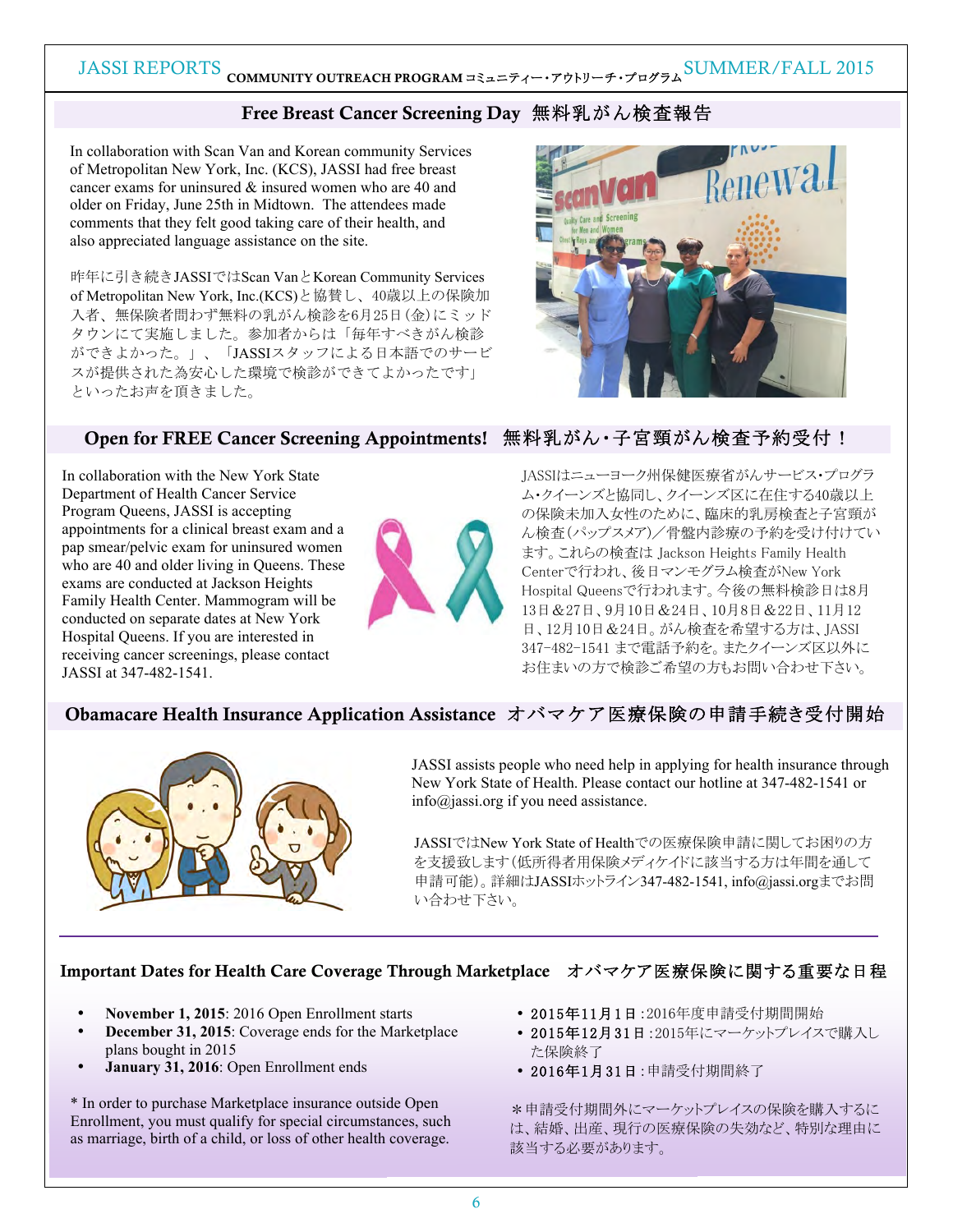## Free Breast Cancer Screening Day 無料乳がん検査報告

In collaboration with Scan Van and Korean community Services of Metropolitan New York, Inc. (KCS), JASSI had free breast cancer exams for uninsured & insured women who are 40 and older on Friday, June 25th in Midtown. The attendees made comments that they felt good taking care of their health, and also appreciated language assistance on the site.

昨年に引き続きJASSIではScan VanとKorean Community Services of Metropolitan New York, Inc.(KCS)と協賛し、40歳以上の保険加入者、無保険者問わず無料の乳がん検診を6月25日(金)にミッドタウンにて実施しました。参加者からは「毎年すべきがん検診ができよかった。」、「JASSIスタッフによる日本語でのサービスが提供された為安心した環境で検診ができてよかったです」といったお声を頂きました。

## Open for FREE Cancer Screening Appointments! 無料乳がん・子宮頸がん検査予約受付！

In collaboration with the New York State Department of Health Cancer Service Program Queens, JASSI is accepting appointments for a clinical breast exam and a pap smear/pelvic exam for uninsured women who are 40 and older living in Queens. These exams are conducted at Jackson Heights Family Health Center. Mammogram will be conducted on separate dates at New York Hospital Queens. If you are interested in receiving cancer screenings, please contact JASSI at 347-482-1541.

JASSIはニューヨーク州保健医療省がんサービス・プログラム・クイーンズと協同し、クイーンズ区に在住する40歳以上の保険未加入女性のために、臨床的乳房検査と子宮頸がん検査(パップスメア)／骨盤内診療の予約を受け付けています。これらの検査は Jackson Heights Family Health Centerで行われ、後日マンモグラム検査がNew York Hospital Queensで行われます。今後の無料検診日は8月13日＆27日、9月10日＆24日、10月8日＆22日、11月12日、12月10日＆24日。がん検査を希望する方は、JASSI 347-482-1541 まで電話予約を。またクイーンズ区以外にお住まいの方で検診ご希望の方もお問い合わせ下さい。

## Obamacare Health Insurance Application Assistance オバマケア医療保険の申請手続き受付開始

JASSI assists people who need help in applying for health insurance through New York State of Health. Please contact our hotline at 347-482-1541 or info@jassi.org if you need assistance.

JASSIではNew York State of Healthでの医療保険申請に関してお困りの方を支援致します(低所得者用保険メディケイドに該当する方は年間を通して申請可能)。詳細はJASSIホットライン347-482-1541, info@jassi.orgまでお問い合わせ下さい。

### Important Dates for Health Care Coverage Through Marketplace オバマケア医療保険に関する重要な日程

- **November 1, 2015**: 2016 Open Enrollment starts
- **December 31, 2015**: Coverage ends for the Marketplace plans bought in 2015
- **January 31, 2016**: Open Enrollment ends

\* In order to purchase Marketplace insurance outside Open Enrollment, you must qualify for special circumstances, such as marriage, birth of a child, or loss of other health coverage.

- 2015年11月1日：2016年度申請受付期間開始
- 2015年12月31日：2015年にマーケットプレイスで購入した保険終了
- 2016年1月31日：申請受付期間終了

＊申請受付期間外にマーケットプレイスの保険を購入するには、結婚、出産、現行の医療保険の失効など、特別な理由に該当する必要があります。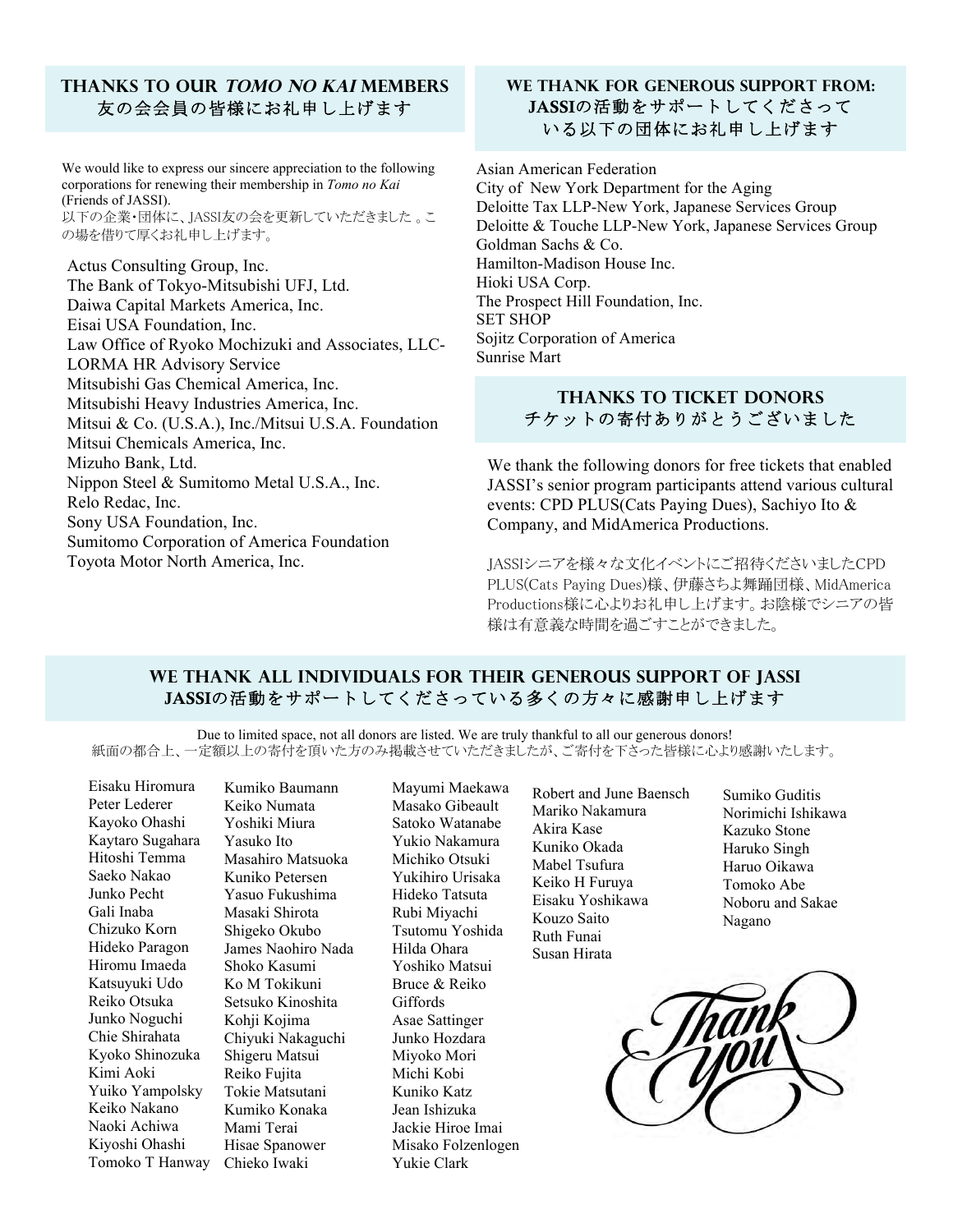## THANKS TO OUR *TOMO NO KAI* MEMBERS
## 友の会会員の皆様にお礼申し上げます

We would like to express our sincere appreciation to the following corporations for renewing their membership in *Tomo no Kai* (Friends of JASSI).
以下の企業・団体に、JASSI友の会を更新していただきました 。この場を借りて厚くお礼申し上げます。

Actus Consulting Group, Inc.
The Bank of Tokyo-Mitsubishi UFJ, Ltd.
Daiwa Capital Markets America, Inc.
Eisai USA Foundation, Inc.
Law Office of Ryoko Mochizuki and Associates, LLC-LORMA HR Advisory Service
Mitsubishi Gas Chemical America, Inc.
Mitsubishi Heavy Industries America, Inc.
Mitsui & Co. (U.S.A.), Inc./Mitsui U.S.A. Foundation
Mitsui Chemicals America, Inc.
Mizuho Bank, Ltd.
Nippon Steel & Sumitomo Metal U.S.A., Inc.
Relo Redac, Inc.
Sony USA Foundation, Inc.
Sumitomo Corporation of America Foundation
Toyota Motor North America, Inc.

## WE THANK FOR GENEROUS SUPPORT FROM:
## JASSIの活動をサポートしてくださっている以下の団体にお礼申し上げます

Asian American Federation
City of New York Department for the Aging
Deloitte Tax LLP-New York, Japanese Services Group
Deloitte & Touche LLP-New York, Japanese Services Group
Goldman Sachs & Co.
Hamilton-Madison House Inc.
Hioki USA Corp.
The Prospect Hill Foundation, Inc.
SET SHOP
Sojitz Corporation of America
Sunrise Mart

## THANKS TO TICKET DONORS
## チケットの寄付ありがとうございました

We thank the following donors for free tickets that enabled JASSI's senior program participants attend various cultural events: CPD PLUS(Cats Paying Dues), Sachiyo Ito & Company, and MidAmerica Productions.

JASSIシニアを様々な文化イベントにご招待くださいましたCPD PLUS(Cats Paying Dues)様、伊藤さちよ舞踊団様、MidAmerica Productions様に心よりお礼申し上げます。お陰様でシニアの皆様は有意義な時間を過ごすことができました。

## WE THANK ALL INDIVIDUALS FOR THEIR GENEROUS SUPPORT OF JASSI
## JASSIの活動をサポートしてくださっている多くの方々に感謝申し上げます

Due to limited space, not all donors are listed. We are truly thankful to all our generous donors!
紙面の都合上、一定額以上の寄付を頂いた方のみ掲載させていただきましたが、ご寄付を下さった皆様に心より感謝いたします。

Eisaku Hiromura
Peter Lederer
Kayoko Ohashi
Kaytaro Sugahara
Hitoshi Temma
Saeko Nakao
Junko Pecht
Gali Inaba
Chizuko Korn
Hideko Paragon
Hiromu Imaeda
Katsuyuki Udo
Reiko Otsuka
Junko Noguchi
Chie Shirahata
Kyoko Shinozuka
Kimi Aoki
Yuiko Yampolsky
Keiko Nakano
Naoki Achiwa
Kiyoshi Ohashi
Tomoko T Hanway
Kumiko Baumann
Keiko Numata
Yoshiki Miura
Yasuko Ito
Masahiro Matsuoka
Kuniko Petersen
Yasuo Fukushima
Masaki Shirota
Shigeko Okubo
James Naohiro Nada
Shoko Kasumi
Ko M Tokikuni
Setsuko Kinoshita
Kohji Kojima
Chiyuki Nakaguchi
Shigeru Matsui
Reiko Fujita
Tokie Matsutani
Kumiko Konaka
Mami Terai
Hisae Spanower
Chieko Iwaki
Mayumi Maekawa
Masako Gibeault
Satoko Watanabe
Yukio Nakamura
Michiko Otsuki
Yukihiro Urisaka
Hideko Tatsuta
Rubi Miyachi
Tsutomu Yoshida
Hilda Ohara
Yoshiko Matsui
Bruce & Reiko Giffords
Asae Sattinger
Junko Hozdara
Miyoko Mori
Michi Kobi
Kuniko Katz
Jean Ishizuka
Jackie Hiroe Imai
Misako Folzenlogen
Yukie Clark
Robert and June Baensch
Mariko Nakamura
Akira Kase
Kuniko Okada
Mabel Tsufura
Keiko H Furuya
Eisaku Yoshikawa
Kouzo Saito
Ruth Funai
Susan Hirata
Sumiko Guditis
Norimichi Ishikawa
Kazuko Stone
Haruko Singh
Haruo Oikawa
Tomoko Abe
Noboru and Sakae Nagano

Thank you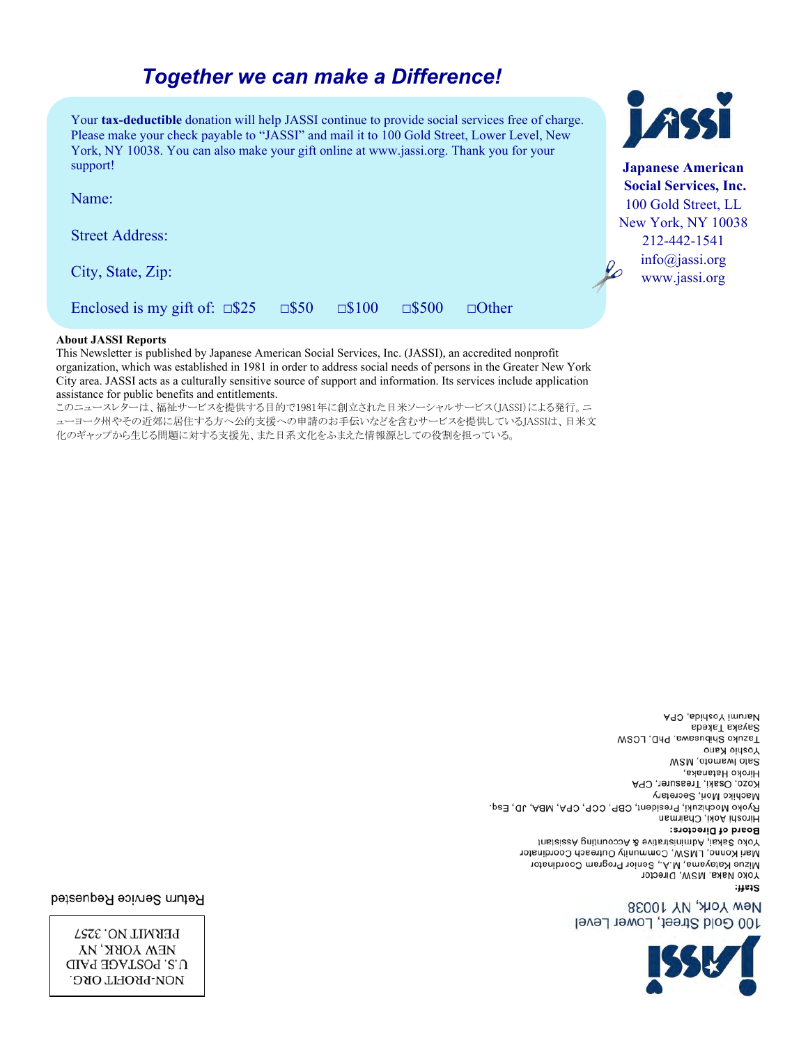## *Together we can make a Difference!*

Your **tax-deductible** donation will help JASSI continue to provide social services free of charge. Please make your check payable to "JASSI" and mail it to 100 Gold Street, Lower Level, New York, NY 10038. You can also make your gift online at www.jassi.org. Thank you for your support!

Name:

Street Address:

City, State, Zip:

Enclosed is my gift of: □$25 □$50 □$100 □$500 □Other

**Japanese American Social Services, Inc.**
100 Gold Street, LL
New York, NY 10038
212-442-1541
info@jassi.org
www.jassi.org

**About JASSI Reports**

This Newsletter is published by Japanese American Social Services, Inc. (JASSI), an accredited nonprofit organization, which was established in 1981 in order to address social needs of persons in the Greater New York City area. JASSI acts as a culturally sensitive source of support and information. Its services include application assistance for public benefits and entitlements.

このニュースレターは、福祉サービスを提供する目的で1981年に創立された日米ソーシャルサービス(JASSI)による発行。ニューヨーク州やその近郊に居住する方へ公的支援への申請のお手伝いなどを含むサービスを提供しているJASSIは、日米文化のギャップから生じる問題に対する支援先、また日系文化をふまえた情報源としての役割を担っている。

100 Gold Street, Lower Level
New York, NY 10038

**Staff:**
Yoko Naka, MSW, Director
Mizue Katayama, M.A., Senior Program Coordinator
Mari Kono, LMSW, Community Outreach Coordinator
Yoko Sakai, Administrative & Accounting Assistant

**Board of Directors:**
Hiroshi Aoki, Chairman
Ryoko Mochizuki, President, CBP, CCP, CPA, MBA, JD, Esq.
Machiko Mori, Secretary
Kozo, Osaki, Treasurer, CPA
Hiroko Hatanaka,
Sato Iwamoto, MSW
Yoshio Kano
Tazuko Shibusawa, PhD, LCSW
Sayaka Takeda
Narumi Yoshida, CPA

NON-PROFIT ORG.
U.S. POSTAGE PAID
NEW YORK, NY
PERMIT NO. 3257

Return Service Requested